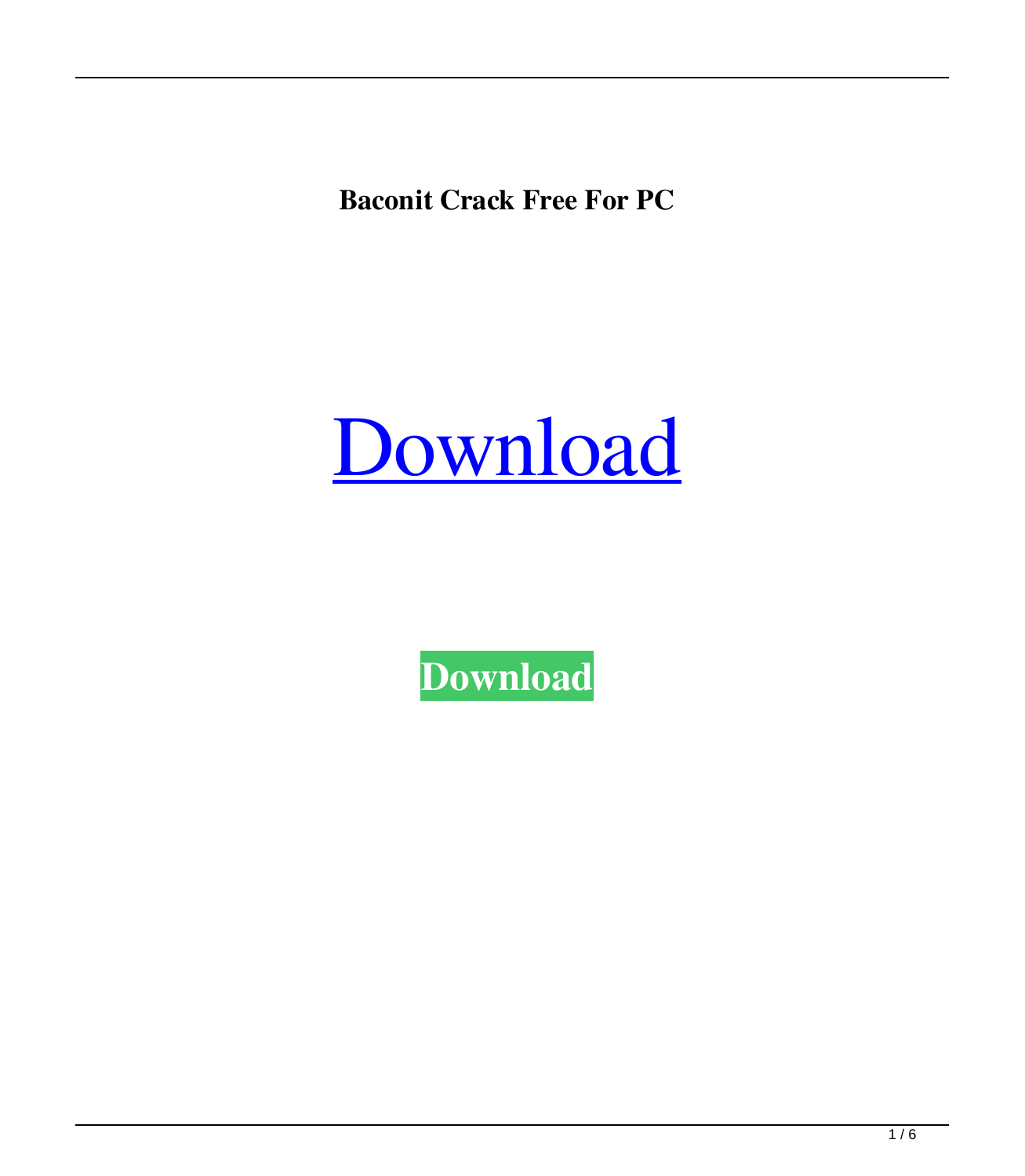**Baconit Crack Free For PC**

Download

**Download**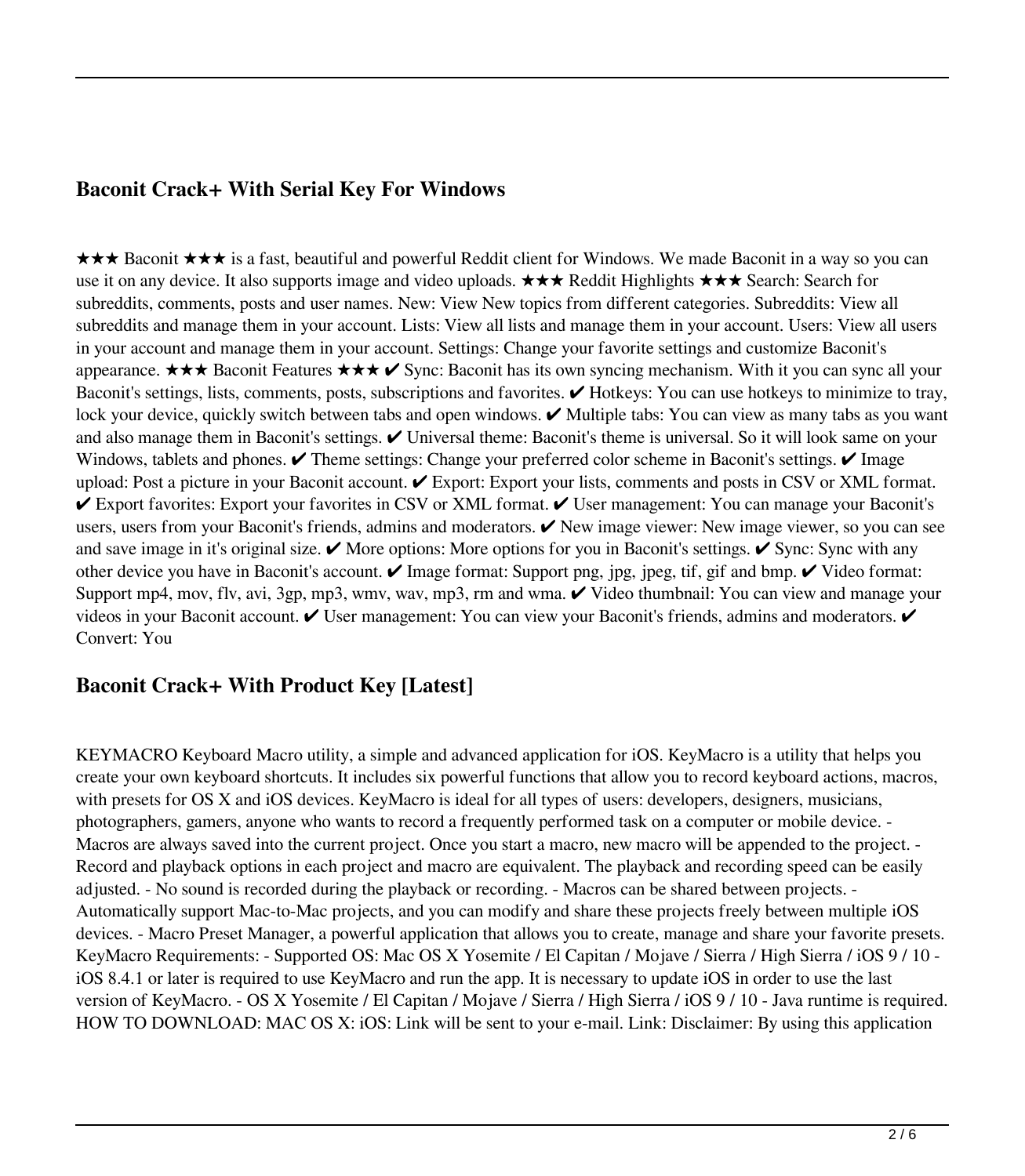## Baconit Crack+ With Serial Key For Windows

★★★ Baconit ★★★ is a fast, beautiful and powerful Reddit client for Windows. We made Baconit in a way so you can use it on any device. It also supports image and video uploads. ★★★ Reddit Highlights ★★★ Search: Search for subreddits, comments, posts and user names. New: View New topics from different categories. Subreddits: View all subreddits and manage them in your account. Lists: View all lists and manage them in your account. Users: View all users in your account and manage them in your account. Settings: Change your favorite settings and customize Baconit's appearance. ★★★ Baconit Features ★★★ ✔ Sync: Baconit has its own syncing mechanism. With it you can sync all your Baconit's settings, lists, comments, posts, subscriptions and favorites. ✔ Hotkeys: You can use hotkeys to minimize to tray, lock your device, quickly switch between tabs and open windows. ✔ Multiple tabs: You can view as many tabs as you want and also manage them in Baconit's settings. ✔ Universal theme: Baconit's theme is universal. So it will look same on your Windows, tablets and phones. ✔ Theme settings: Change your preferred color scheme in Baconit's settings. ✔ Image upload: Post a picture in your Baconit account. ✔ Export: Export your lists, comments and posts in CSV or XML format. ✔ Export favorites: Export your favorites in CSV or XML format. ✔ User management: You can manage your Baconit's users, users from your Baconit's friends, admins and moderators. ✔ New image viewer: New image viewer, so you can see and save image in it's original size. ✔ More options: More options for you in Baconit's settings. ✔ Sync: Sync with any other device you have in Baconit's account. ✔ Image format: Support png, jpg, jpeg, tif, gif and bmp. ✔ Video format: Support mp4, mov, flv, avi, 3gp, mp3, wmv, wav, mp3, rm and wma. ✔ Video thumbnail: You can view and manage your videos in your Baconit account. ✔ User management: You can view your Baconit's friends, admins and moderators. ✔ Convert: You

## Baconit Crack+ With Product Key [Latest]

KEYMACRO Keyboard Macro utility, a simple and advanced application for iOS. KeyMacro is a utility that helps you create your own keyboard shortcuts. It includes six powerful functions that allow you to record keyboard actions, macros, with presets for OS X and iOS devices. KeyMacro is ideal for all types of users: developers, designers, musicians, photographers, gamers, anyone who wants to record a frequently performed task on a computer or mobile device. - Macros are always saved into the current project. Once you start a macro, new macro will be appended to the project. - Record and playback options in each project and macro are equivalent. The playback and recording speed can be easily adjusted. - No sound is recorded during the playback or recording. - Macros can be shared between projects. - Automatically support Mac-to-Mac projects, and you can modify and share these projects freely between multiple iOS devices. - Macro Preset Manager, a powerful application that allows you to create, manage and share your favorite presets. KeyMacro Requirements: - Supported OS: Mac OS X Yosemite / El Capitan / Mojave / Sierra / High Sierra / iOS 9 / 10 - iOS 8.4.1 or later is required to use KeyMacro and run the app. It is necessary to update iOS in order to use the last version of KeyMacro. - OS X Yosemite / El Capitan / Mojave / Sierra / High Sierra / iOS 9 / 10 - Java runtime is required. HOW TO DOWNLOAD: MAC OS X: iOS: Link will be sent to your e-mail. Link: Disclaimer: By using this application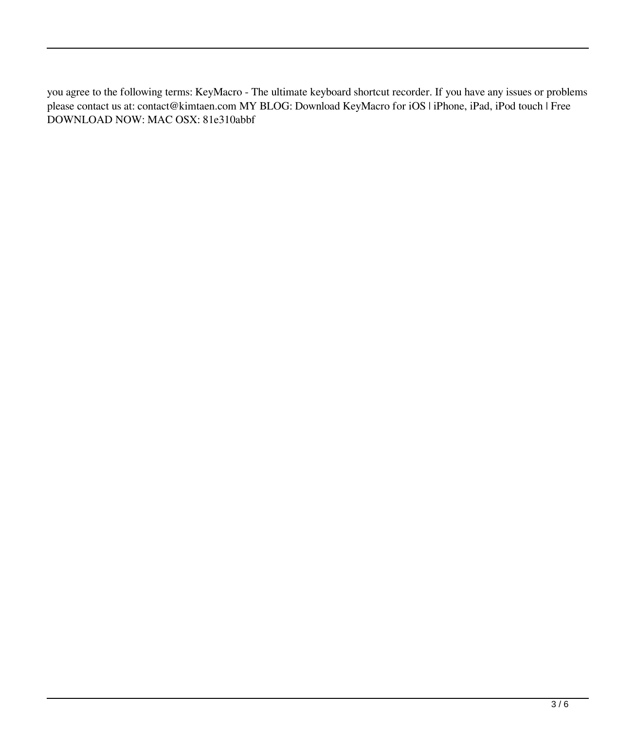you agree to the following terms: KeyMacro - The ultimate keyboard shortcut recorder. If you have any issues or problems please contact us at: contact@kimtaen.com MY BLOG: Download KeyMacro for iOS | iPhone, iPad, iPod touch | Free DOWNLOAD NOW: MAC OSX: 81e310abbf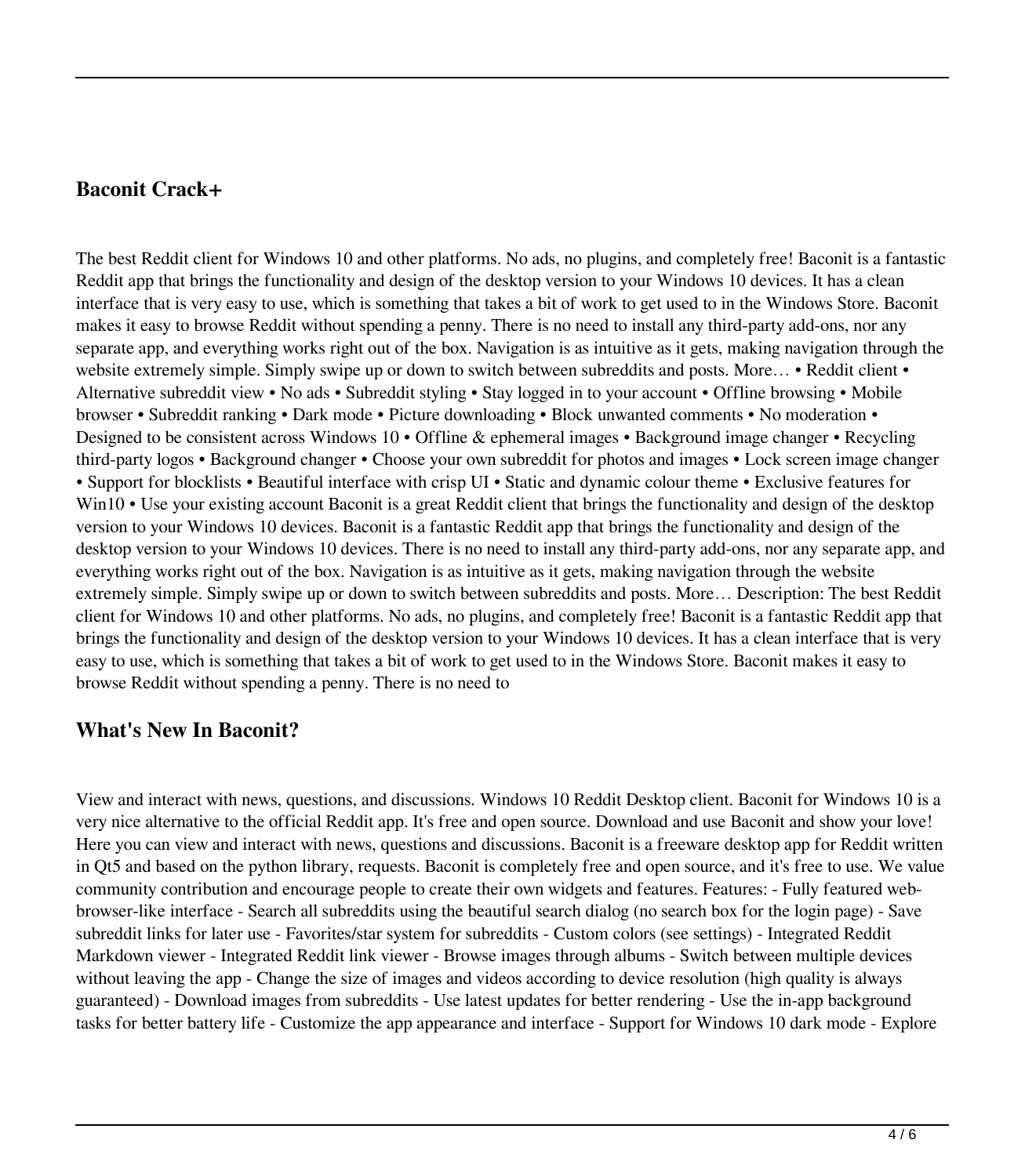## Baconit Crack+

The best Reddit client for Windows 10 and other platforms. No ads, no plugins, and completely free! Baconit is a fantastic Reddit app that brings the functionality and design of the desktop version to your Windows 10 devices. It has a clean interface that is very easy to use, which is something that takes a bit of work to get used to in the Windows Store. Baconit makes it easy to browse Reddit without spending a penny. There is no need to install any third-party add-ons, nor any separate app, and everything works right out of the box. Navigation is as intuitive as it gets, making navigation through the website extremely simple. Simply swipe up or down to switch between subreddits and posts. More… • Reddit client • Alternative subreddit view • No ads • Subreddit styling • Stay logged in to your account • Offline browsing • Mobile browser • Subreddit ranking • Dark mode • Picture downloading • Block unwanted comments • No moderation • Designed to be consistent across Windows 10 • Offline & ephemeral images • Background image changer • Recycling third-party logos • Background changer • Choose your own subreddit for photos and images • Lock screen image changer • Support for blocklists • Beautiful interface with crisp UI • Static and dynamic colour theme • Exclusive features for Win10 • Use your existing account Baconit is a great Reddit client that brings the functionality and design of the desktop version to your Windows 10 devices. Baconit is a fantastic Reddit app that brings the functionality and design of the desktop version to your Windows 10 devices. There is no need to install any third-party add-ons, nor any separate app, and everything works right out of the box. Navigation is as intuitive as it gets, making navigation through the website extremely simple. Simply swipe up or down to switch between subreddits and posts. More… Description: The best Reddit client for Windows 10 and other platforms. No ads, no plugins, and completely free! Baconit is a fantastic Reddit app that brings the functionality and design of the desktop version to your Windows 10 devices. It has a clean interface that is very easy to use, which is something that takes a bit of work to get used to in the Windows Store. Baconit makes it easy to browse Reddit without spending a penny. There is no need to

## What's New In Baconit?

View and interact with news, questions, and discussions. Windows 10 Reddit Desktop client. Baconit for Windows 10 is a very nice alternative to the official Reddit app. It's free and open source. Download and use Baconit and show your love! Here you can view and interact with news, questions and discussions. Baconit is a freeware desktop app for Reddit written in Qt5 and based on the python library, requests. Baconit is completely free and open source, and it's free to use. We value community contribution and encourage people to create their own widgets and features. Features: - Fully featured web-browser-like interface - Search all subreddits using the beautiful search dialog (no search box for the login page) - Save subreddit links for later use - Favorites/star system for subreddits - Custom colors (see settings) - Integrated Reddit Markdown viewer - Integrated Reddit link viewer - Browse images through albums - Switch between multiple devices without leaving the app - Change the size of images and videos according to device resolution (high quality is always guaranteed) - Download images from subreddits - Use latest updates for better rendering - Use the in-app background tasks for better battery life - Customize the app appearance and interface - Support for Windows 10 dark mode - Explore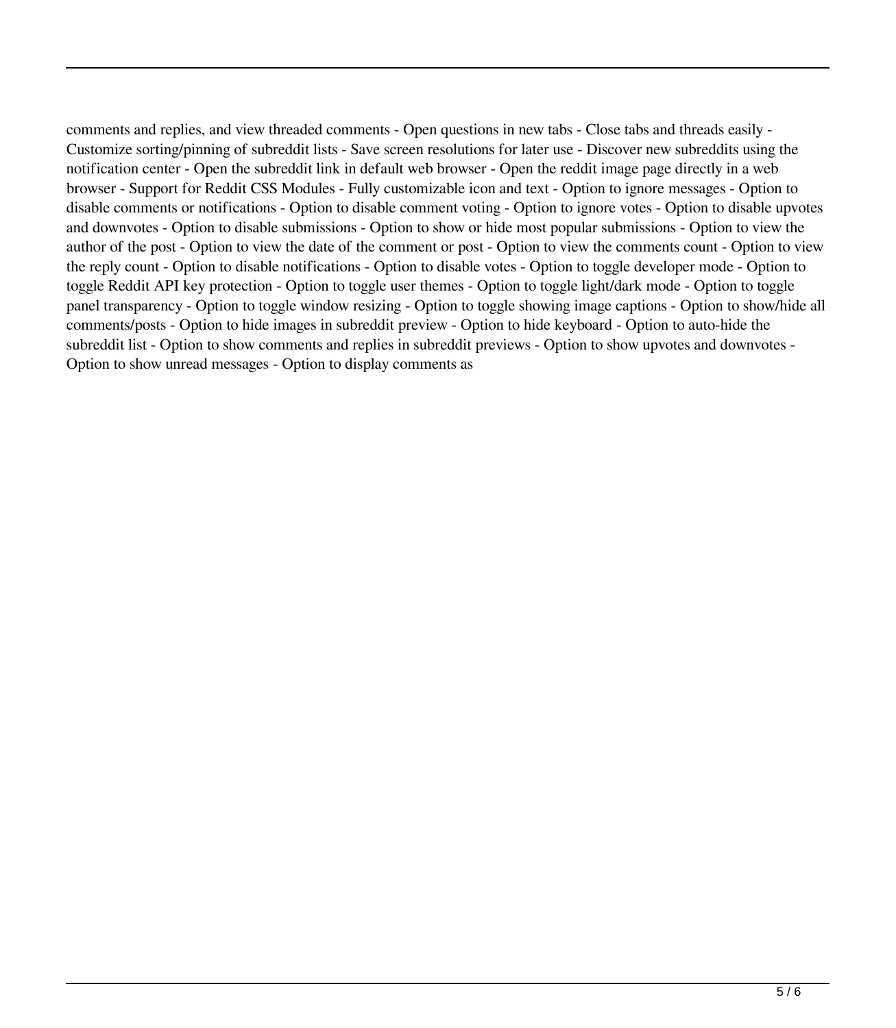comments and replies, and view threaded comments - Open questions in new tabs - Close tabs and threads easily - Customize sorting/pinning of subreddit lists - Save screen resolutions for later use - Discover new subreddits using the notification center - Open the subreddit link in default web browser - Open the reddit image page directly in a web browser - Support for Reddit CSS Modules - Fully customizable icon and text - Option to ignore messages - Option to disable comments or notifications - Option to disable comment voting - Option to ignore votes - Option to disable upvotes and downvotes - Option to disable submissions - Option to show or hide most popular submissions - Option to view the author of the post - Option to view the date of the comment or post - Option to view the comments count - Option to view the reply count - Option to disable notifications - Option to disable votes - Option to toggle developer mode - Option to toggle Reddit API key protection - Option to toggle user themes - Option to toggle light/dark mode - Option to toggle panel transparency - Option to toggle window resizing - Option to toggle showing image captions - Option to show/hide all comments/posts - Option to hide images in subreddit preview - Option to hide keyboard - Option to auto-hide the subreddit list - Option to show comments and replies in subreddit previews - Option to show upvotes and downvotes - Option to show unread messages - Option to display comments as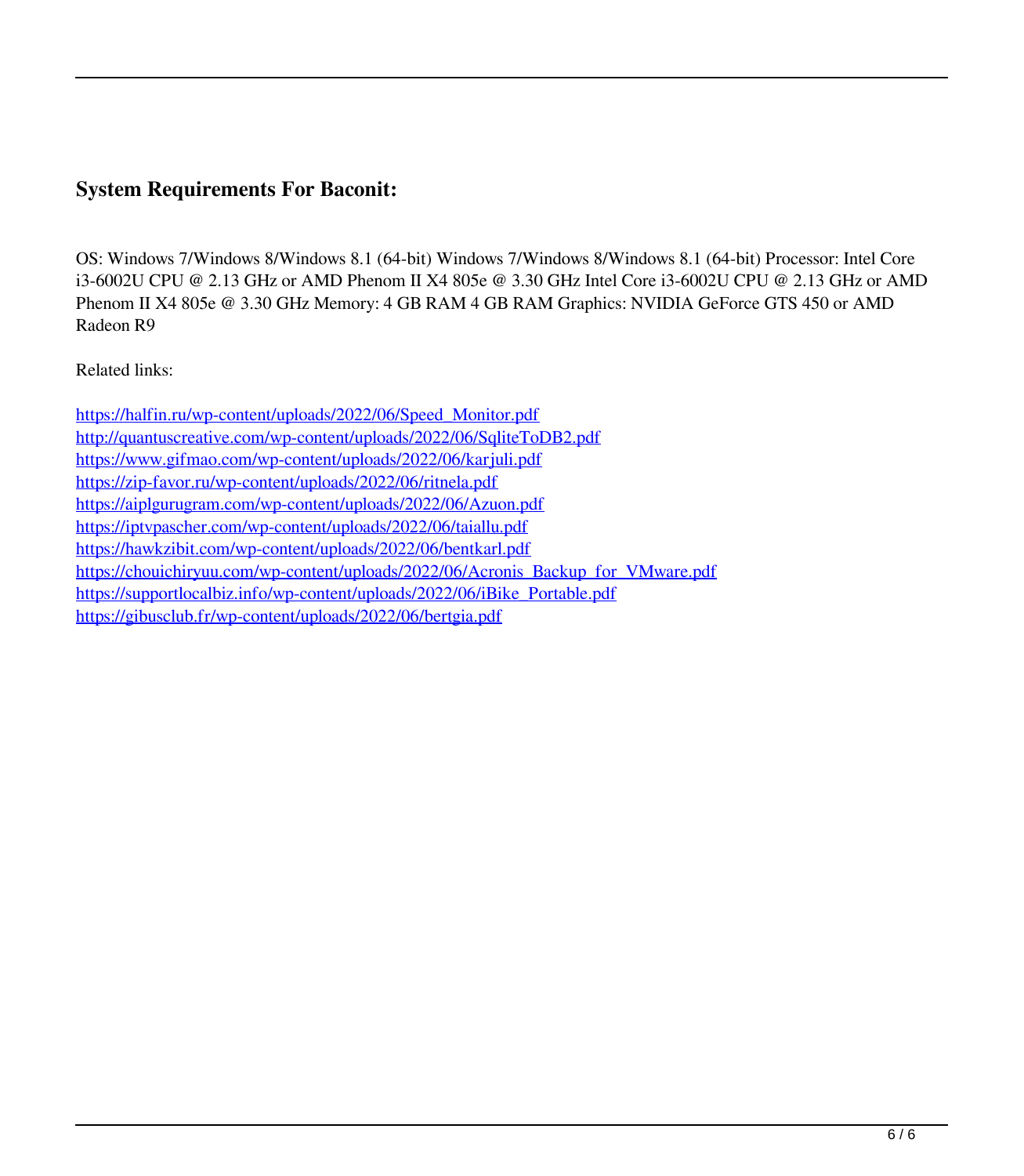## System Requirements For Baconit:

OS: Windows 7/Windows 8/Windows 8.1 (64-bit) Windows 7/Windows 8/Windows 8.1 (64-bit) Processor: Intel Core i3-6002U CPU @ 2.13 GHz or AMD Phenom II X4 805e @ 3.30 GHz Intel Core i3-6002U CPU @ 2.13 GHz or AMD Phenom II X4 805e @ 3.30 GHz Memory: 4 GB RAM 4 GB RAM Graphics: NVIDIA GeForce GTS 450 or AMD Radeon R9

Related links:

https://halfin.ru/wp-content/uploads/2022/06/Speed_Monitor.pdf
http://quantuscreative.com/wp-content/uploads/2022/06/SqliteToDB2.pdf
https://www.gifmao.com/wp-content/uploads/2022/06/karjuli.pdf
https://zip-favor.ru/wp-content/uploads/2022/06/ritnela.pdf
https://aiplgurugram.com/wp-content/uploads/2022/06/Azuon.pdf
https://iptvpascher.com/wp-content/uploads/2022/06/taiallu.pdf
https://hawkzibit.com/wp-content/uploads/2022/06/bentkarl.pdf
https://chouichiryuu.com/wp-content/uploads/2022/06/Acronis_Backup_for_VMware.pdf
https://supportlocalbiz.info/wp-content/uploads/2022/06/iBike_Portable.pdf
https://gibusclub.fr/wp-content/uploads/2022/06/bertgia.pdf